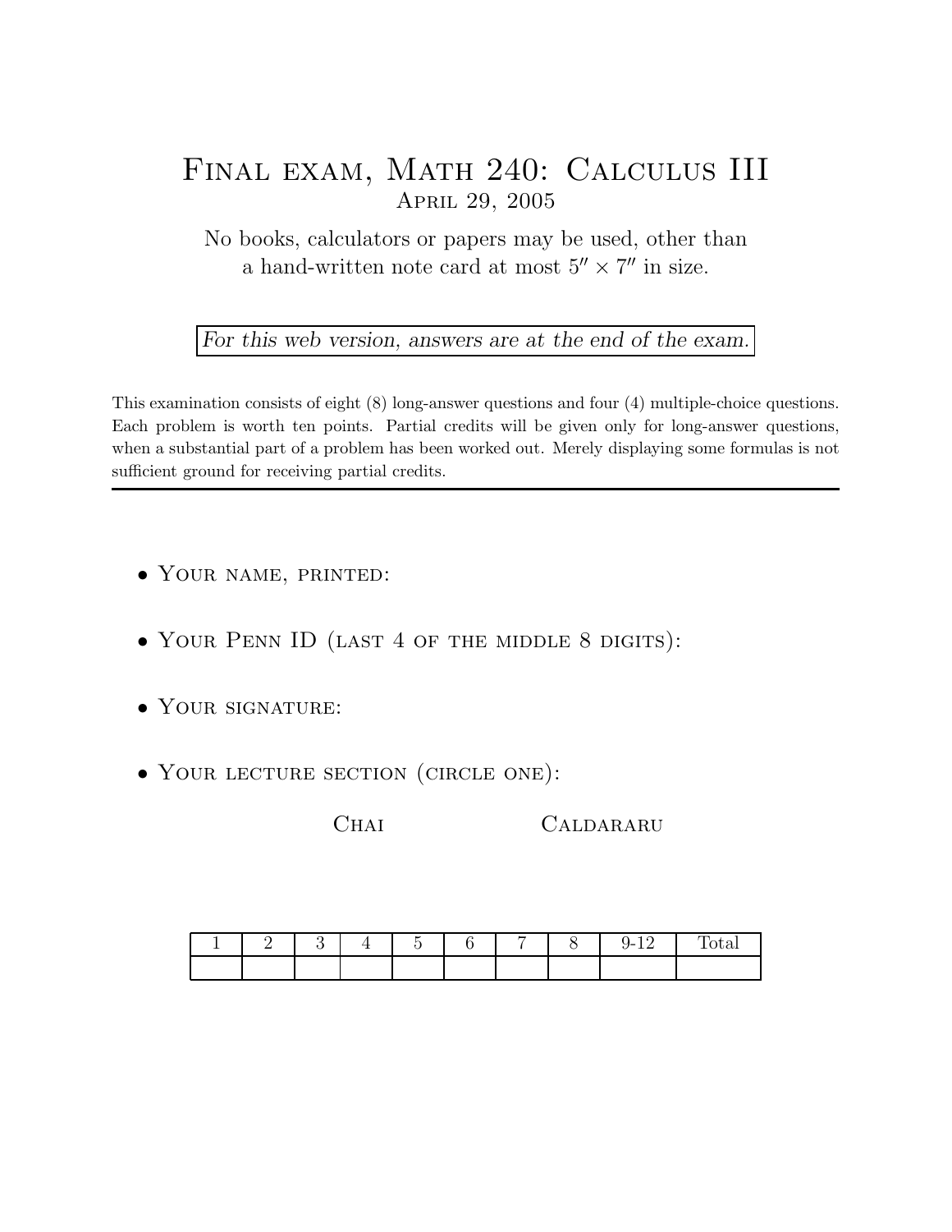# Final exam, Math 240: Calculus III

## April 29, 2005

No books, calculators or papers may be used, other than a hand-written note card at most $5'' \times 7''$ in size.

*For this web version, answers are at the end of the exam.*

This examination consists of eight (8) long-answer questions and four (4) multiple-choice questions. Each problem is worth ten points. Partial credits will be given only for long-answer questions, when a substantial part of a problem has been worked out. Merely displaying some formulas is not sufficient ground for receiving partial credits.

---

- Your name, printed:
- Your Penn ID (last 4 of the middle 8 digits):
- Your signature:
- Your lecture section (circle one):

  Chai    Caldararu

| 1 | 2 | 3 | 4 | 5 | 6 | 7 | 8 | 9-12 | Total |
|---|---|---|---|---|---|---|---|---|---|
| | | | | | | | | | |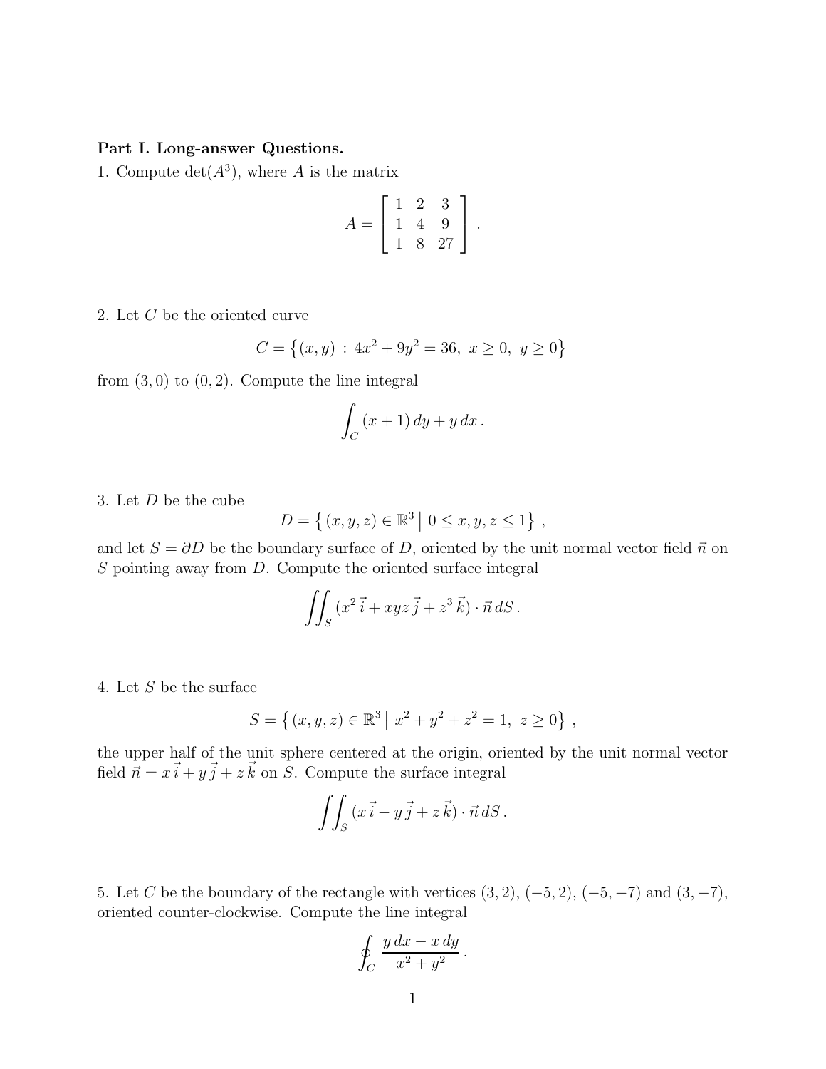**Part I. Long-answer Questions.**

1. Compute $\det(A^3)$, where $A$ is the matrix

$$A = \begin{bmatrix} 1 & 2 & 3 \\ 1 & 4 & 9 \\ 1 & 8 & 27 \end{bmatrix}.$$

2. Let $C$ be the oriented curve

$$C = \{(x,y) : 4x^2 + 9y^2 = 36,\ x \geq 0,\ y \geq 0\}$$

from $(3,0)$ to $(0,2)$. Compute the line integral

$$\int_C (x+1)\,dy + y\,dx.$$

3. Let $D$ be the cube

$$D = \{ (x,y,z) \in \mathbb{R}^3 \mid 0 \leq x,y,z \leq 1 \},$$

and let $S = \partial D$ be the boundary surface of $D$, oriented by the unit normal vector field $\vec{n}$ on $S$ pointing away from $D$. Compute the oriented surface integral

$$\iint_S (x^2\,\vec{i} + xyz\,\vec{j} + z^3\,\vec{k}) \cdot \vec{n}\,dS.$$

4. Let $S$ be the surface

$$S = \{ (x,y,z) \in \mathbb{R}^3 \mid x^2 + y^2 + z^2 = 1,\ z \geq 0 \},$$

the upper half of the unit sphere centered at the origin, oriented by the unit normal vector field $\vec{n} = x\,\vec{i} + y\,\vec{j} + z\,\vec{k}$ on $S$. Compute the surface integral

$$\iint_S (x\,\vec{i} - y\,\vec{j} + z\,\vec{k}) \cdot \vec{n}\,dS.$$

5. Let $C$ be the boundary of the rectangle with vertices $(3,2)$, $(-5,2)$, $(-5,-7)$ and $(3,-7)$, oriented counter-clockwise. Compute the line integral

$$\oint_C \frac{y\,dx - x\,dy}{x^2 + y^2}.$$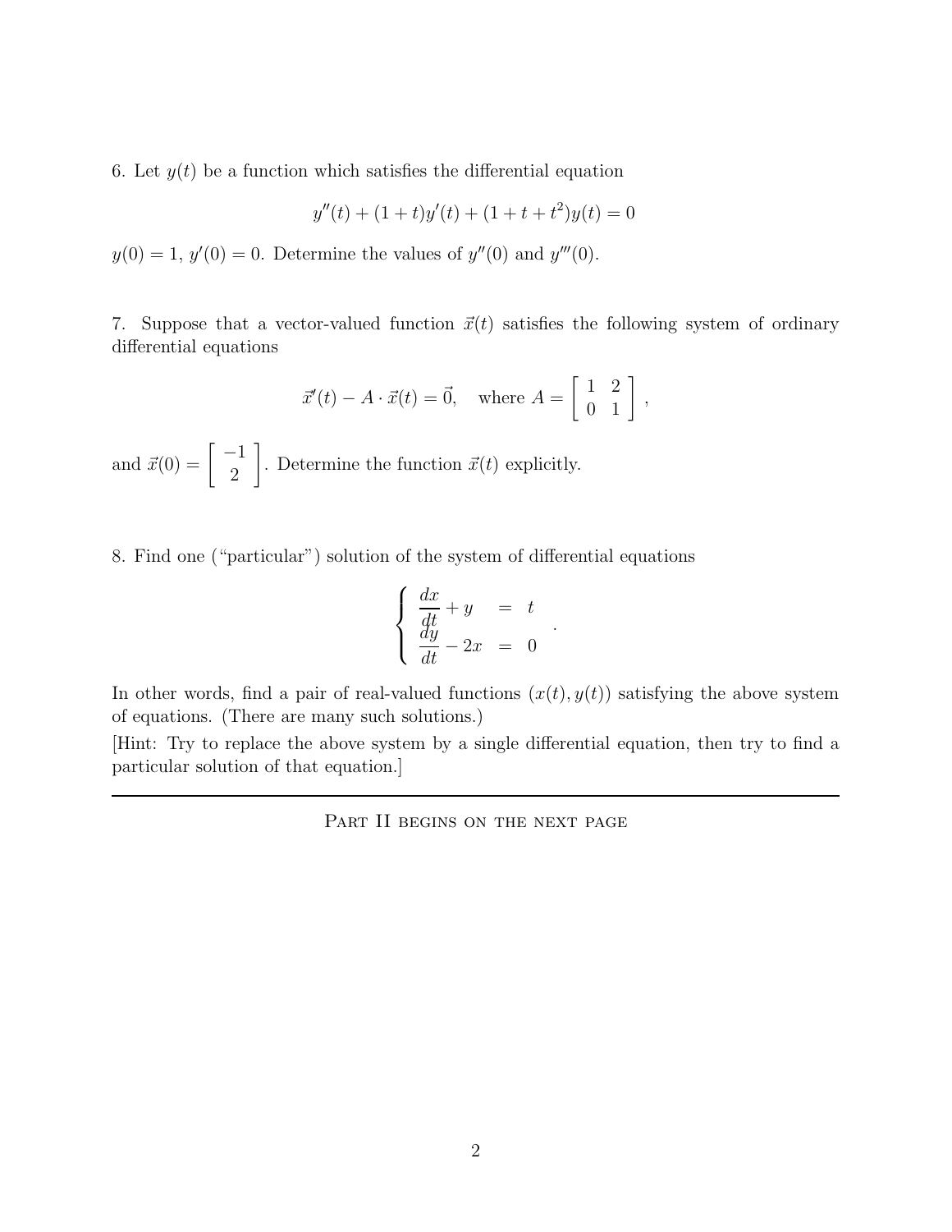6. Let $y(t)$ be a function which satisfies the differential equation

$$y''(t) + (1+t)y'(t) + (1+t+t^2)y(t) = 0$$

$y(0) = 1$, $y'(0) = 0$. Determine the values of $y''(0)$ and $y'''(0)$.

7. Suppose that a vector-valued function $\vec{x}(t)$ satisfies the following system of ordinary differential equations

$$\vec{x}'(t) - A \cdot \vec{x}(t) = \vec{0}, \quad \text{where } A = \begin{bmatrix} 1 & 2 \\ 0 & 1 \end{bmatrix},$$

and $\vec{x}(0) = \begin{bmatrix} -1 \\ 2 \end{bmatrix}$. Determine the function $\vec{x}(t)$ explicitly.

8. Find one ("particular") solution of the system of differential equations

$$\begin{cases} \dfrac{dx}{dt} + y &= t \\ \dfrac{dy}{dt} - 2x &= 0 \end{cases}.$$

In other words, find a pair of real-valued functions $(x(t), y(t))$ satisfying the above system of equations. (There are many such solutions.)

[Hint: Try to replace the above system by a single differential equation, then try to find a particular solution of that equation.]

---

PART II BEGINS ON THE NEXT PAGE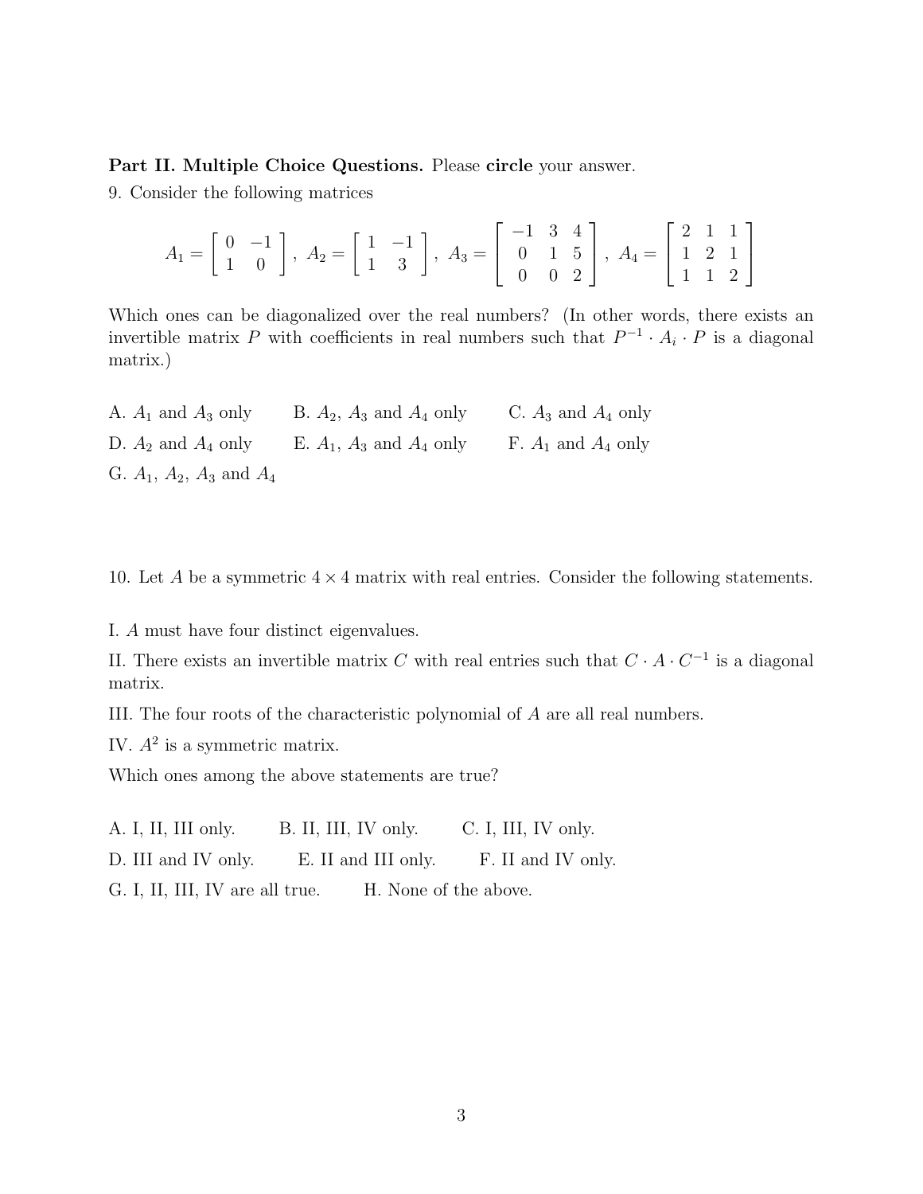**Part II. Multiple Choice Questions.** Please **circle** your answer.

9. Consider the following matrices

$$A_1 = \begin{bmatrix} 0 & -1 \\ 1 & 0 \end{bmatrix}, \; A_2 = \begin{bmatrix} 1 & -1 \\ 1 & 3 \end{bmatrix}, \; A_3 = \begin{bmatrix} -1 & 3 & 4 \\ 0 & 1 & 5 \\ 0 & 0 & 2 \end{bmatrix}, \; A_4 = \begin{bmatrix} 2 & 1 & 1 \\ 1 & 2 & 1 \\ 1 & 1 & 2 \end{bmatrix}$$

Which ones can be diagonalized over the real numbers? (In other words, there exists an invertible matrix $P$ with coefficients in real numbers such that $P^{-1} \cdot A_i \cdot P$ is a diagonal matrix.)

A. $A_1$ and $A_3$ only  B. $A_2$, $A_3$ and $A_4$ only  C. $A_3$ and $A_4$ only

D. $A_2$ and $A_4$ only  E. $A_1$, $A_3$ and $A_4$ only  F. $A_1$ and $A_4$ only

G. $A_1$, $A_2$, $A_3$ and $A_4$

10. Let $A$ be a symmetric $4 \times 4$ matrix with real entries. Consider the following statements.

I. $A$ must have four distinct eigenvalues.

II. There exists an invertible matrix $C$ with real entries such that $C \cdot A \cdot C^{-1}$ is a diagonal matrix.

III. The four roots of the characteristic polynomial of $A$ are all real numbers.

IV. $A^2$ is a symmetric matrix.

Which ones among the above statements are true?

A. I, II, III only.  B. II, III, IV only.  C. I, III, IV only.

D. III and IV only.  E. II and III only.  F. II and IV only.

G. I, II, III, IV are all true.  H. None of the above.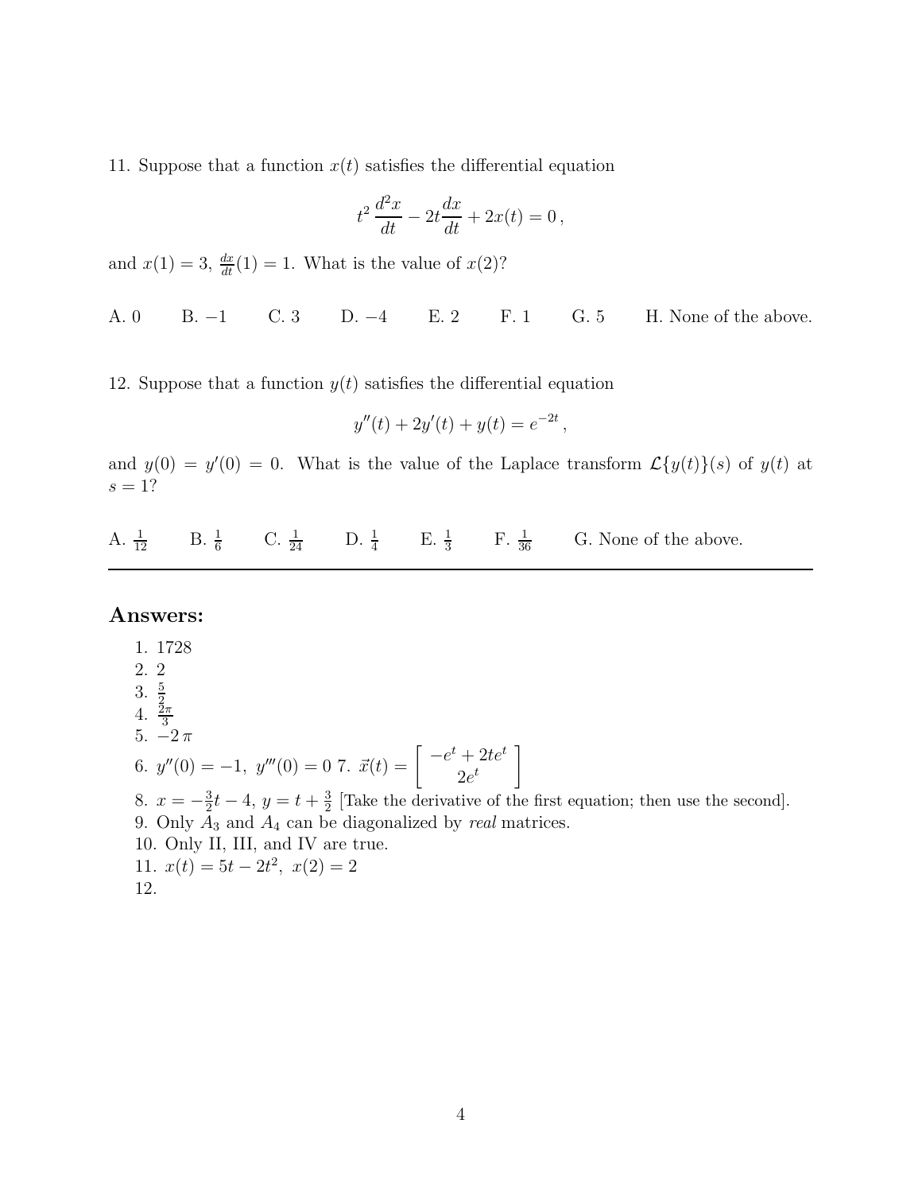11. Suppose that a function $x(t)$ satisfies the differential equation

$$t^2 \frac{d^2x}{dt} - 2t\frac{dx}{dt} + 2x(t) = 0\,,$$

and $x(1) = 3$, $\frac{dx}{dt}(1) = 1$. What is the value of $x(2)$?

A. 0 B. $-1$ C. 3 D. $-4$ E. 2 F. 1 G. 5 H. None of the above.

12. Suppose that a function $y(t)$ satisfies the differential equation

$$y''(t) + 2y'(t) + y(t) = e^{-2t}\,,$$

and $y(0) = y'(0) = 0$. What is the value of the Laplace transform $\mathcal{L}\{y(t)\}(s)$ of $y(t)$ at $s = 1$?

A. $\frac{1}{12}$ B. $\frac{1}{6}$ C. $\frac{1}{24}$ D. $\frac{1}{4}$ E. $\frac{1}{3}$ F. $\frac{1}{36}$ G. None of the above.

---

## Answers:

1. 1728
2. 2
3. $\frac{5}{2}$
4. $\frac{2\pi}{3}$
5. $-2\,\pi$
6. $y''(0) = -1,\ y'''(0) = 0$ 7. $\vec{x}(t) = \begin{bmatrix} -e^t + 2te^t \\ 2e^t \end{bmatrix}$
8. $x = -\frac{3}{2}t - 4,\ y = t + \frac{3}{2}$ [Take the derivative of the first equation; then use the second].
9. Only $A_3$ and $A_4$ can be diagonalized by *real* matrices.
10. Only II, III, and IV are true.
11. $x(t) = 5t - 2t^2,\ x(2) = 2$
12.